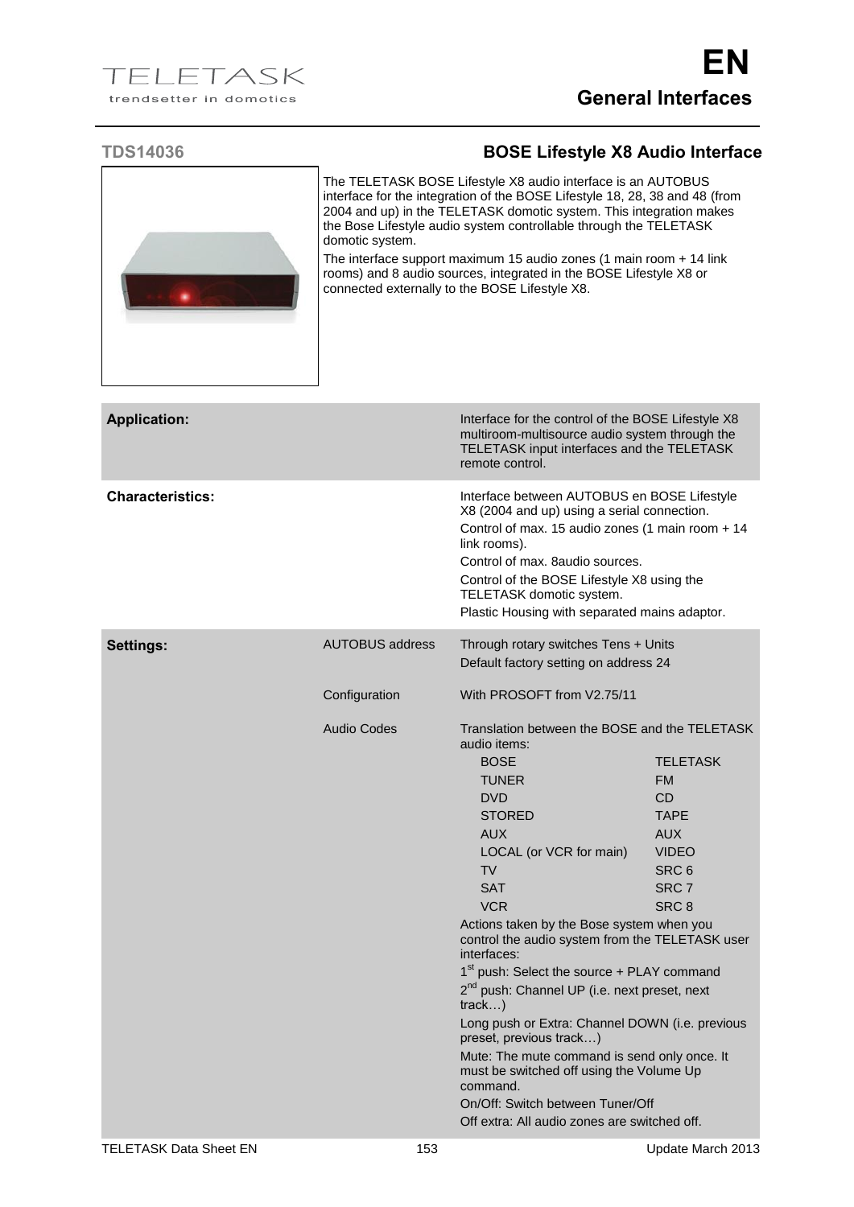# EN

## General Interfaces

### TDS14036 — BOSE Lifestyle X8 Audio Interface

The TELETASK BOSE Lifestyle X8 audio interface is an AUTOBUS interface for the integration of the BOSE Lifestyle 18, 28, 38 and 48 (from 2004 and up) in the TELETASK domotic system. This integration makes the Bose Lifestyle audio system controllable through the TELETASK domotic system.

The interface support maximum 15 audio zones (1 main room + 14 link rooms) and 8 audio sources, integrated in the BOSE Lifestyle X8 or connected externally to the BOSE Lifestyle X8.

**Application:**

Interface for the control of the BOSE Lifestyle X8 multiroom-multisource audio system through the TELETASK input interfaces and the TELETASK remote control.

**Characteristics:**

Interface between AUTOBUS en BOSE Lifestyle X8 (2004 and up) using a serial connection.

Control of max. 15 audio zones (1 main room + 14 link rooms).

Control of max. 8audio sources.

Control of the BOSE Lifestyle X8 using the TELETASK domotic system.

Plastic Housing with separated mains adaptor.

**Settings:**

**AUTOBUS address**

Through rotary switches Tens + Units

Default factory setting on address 24

**Configuration**

With PROSOFT from V2.75/11

**Audio Codes**

Translation between the BOSE and the TELETASK audio items:

| BOSE | TELETASK |
|---|---|
| TUNER | FM |
| DVD | CD |
| STORED | TAPE |
| AUX | AUX |
| LOCAL (or VCR for main) | VIDEO |
| TV | SRC 6 |
| SAT | SRC 7 |
| VCR | SRC 8 |

Actions taken by the Bose system when you control the audio system from the TELETASK user interfaces:

1st push: Select the source + PLAY command

2nd push: Channel UP (i.e. next preset, next track…)

Long push or Extra: Channel DOWN (i.e. previous preset, previous track…)

Mute: The mute command is send only once. It must be switched off using the Volume Up command.

On/Off: Switch between Tuner/Off

Off extra: All audio zones are switched off.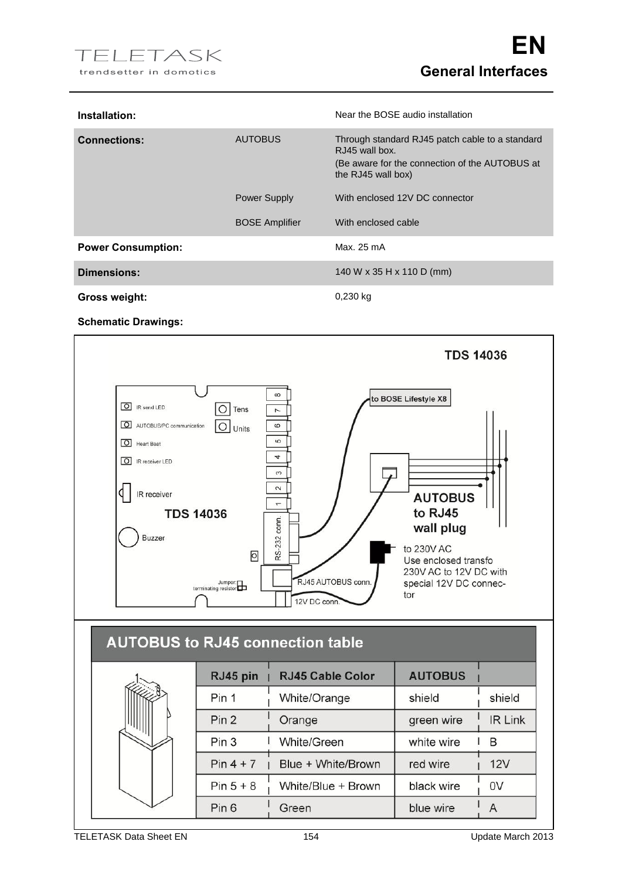| | | |
|---|---|---|
| **Installation:** | | Near the BOSE audio installation |
| **Connections:** | AUTOBUS | Through standard RJ45 patch cable to a standard RJ45 wall box. (Be aware for the connection of the AUTOBUS at the RJ45 wall box) |
| | Power Supply | With enclosed 12V DC connector |
| | BOSE Amplifier | With enclosed cable |
| **Power Consumption:** | | Max. 25 mA |
| **Dimensions:** | | 140 W x 35 H x 110 D (mm) |
| **Gross weight:** | | 0,230 kg |

**Schematic Drawings:**

TDS 14036

IR send LED
AUTOBUS/PC communication
Heart Beat
IR receiver LED
IR receiver
TDS 14036
Buzzer
Tens
Units
8
7
6
5
4
3
2
1
RS-232 conn.
Jumper: terminating resistor
RJ45 AUTOBUS conn.
12V DC conn.
to BOSE Lifestyle X8
AUTOBUS to RJ45 wall plug
to 230V AC
Use enclosed transfo 230V AC to 12V DC with special 12V DC connector

**AUTOBUS to RJ45 connection table**

| RJ45 pin | RJ45 Cable Color | AUTOBUS | |
|---|---|---|---|
| Pin 1 | White/Orange | shield | shield |
| Pin 2 | Orange | green wire | IR Link |
| Pin 3 | White/Green | white wire | B |
| Pin 4 + 7 | Blue + White/Brown | red wire | 12V |
| Pin 5 + 8 | White/Blue + Brown | black wire | 0V |
| Pin 6 | Green | blue wire | A |